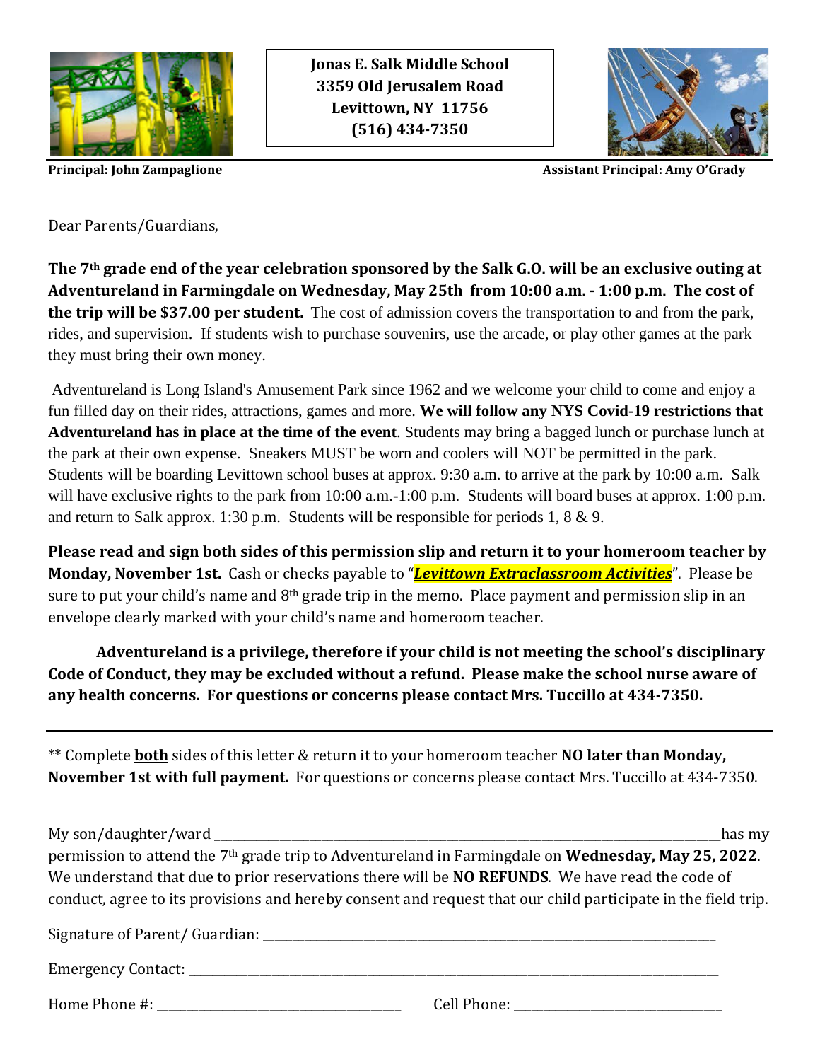**Jonas E. Salk Middle School**
**3359 Old Jerusalem Road**
**Levittown, NY 11756**
**(516) 434-7350**

**Principal: John Zampaglione** **Assistant Principal: Amy O'Grady**

Dear Parents/Guardians,

**The 7th grade end of the year celebration sponsored by the Salk G.O. will be an exclusive outing at Adventureland in Farmingdale on Wednesday, May 25th from 10:00 a.m. - 1:00 p.m. The cost of the trip will be $37.00 per student.** The cost of admission covers the transportation to and from the park, rides, and supervision. If students wish to purchase souvenirs, use the arcade, or play other games at the park they must bring their own money.

Adventureland is Long Island's Amusement Park since 1962 and we welcome your child to come and enjoy a fun filled day on their rides, attractions, games and more. **We will follow any NYS Covid-19 restrictions that Adventureland has in place at the time of the event**. Students may bring a bagged lunch or purchase lunch at the park at their own expense. Sneakers MUST be worn and coolers will NOT be permitted in the park. Students will be boarding Levittown school buses at approx. 9:30 a.m. to arrive at the park by 10:00 a.m. Salk will have exclusive rights to the park from 10:00 a.m.-1:00 p.m. Students will board buses at approx. 1:00 p.m. and return to Salk approx. 1:30 p.m. Students will be responsible for periods 1, 8 & 9.

**Please read and sign both sides of this permission slip and return it to your homeroom teacher by Monday, November 1st.** Cash or checks payable to "***Levittown Extraclassroom Activities***". Please be sure to put your child's name and 8th grade trip in the memo. Place payment and permission slip in an envelope clearly marked with your child's name and homeroom teacher.

**Adventureland is a privilege, therefore if your child is not meeting the school's disciplinary Code of Conduct, they may be excluded without a refund. Please make the school nurse aware of any health concerns. For questions or concerns please contact Mrs. Tuccillo at 434-7350.**

---

** Complete **both** sides of this letter & return it to your homeroom teacher **NO later than Monday, November 1st with full payment.** For questions or concerns please contact Mrs. Tuccillo at 434-7350.

My son/daughter/ward ________________________________________ has my permission to attend the 7th grade trip to Adventureland in Farmingdale on **Wednesday, May 25, 2022**. We understand that due to prior reservations there will be **NO REFUNDS**. We have read the code of conduct, agree to its provisions and hereby consent and request that our child participate in the field trip.

Signature of Parent/ Guardian: ________________________________________

Emergency Contact: ________________________________________

Home Phone #: ____________________ Cell Phone: ____________________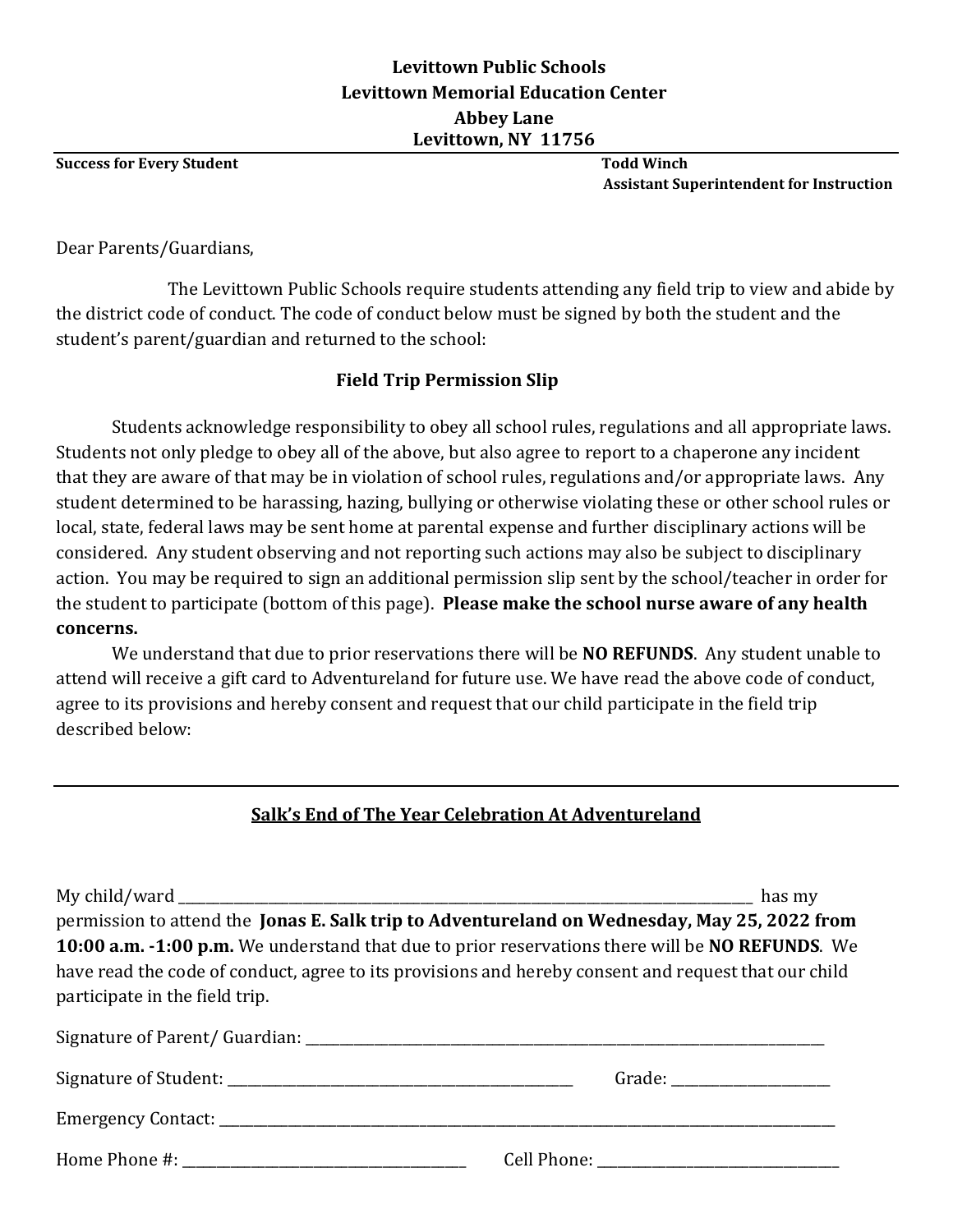**Levittown Public Schools**
**Levittown Memorial Education Center**
**Abbey Lane**
**Levittown, NY 11756**

**Success for Every Student** | **Todd Winch**
**Assistant Superintendent for Instruction**

---

Dear Parents/Guardians,

The Levittown Public Schools require students attending any field trip to view and abide by the district code of conduct. The code of conduct below must be signed by both the student and the student's parent/guardian and returned to the school:

### Field Trip Permission Slip

Students acknowledge responsibility to obey all school rules, regulations and all appropriate laws. Students not only pledge to obey all of the above, but also agree to report to a chaperone any incident that they are aware of that may be in violation of school rules, regulations and/or appropriate laws. Any student determined to be harassing, hazing, bullying or otherwise violating these or other school rules or local, state, federal laws may be sent home at parental expense and further disciplinary actions will be considered. Any student observing and not reporting such actions may also be subject to disciplinary action. You may be required to sign an additional permission slip sent by the school/teacher in order for the student to participate (bottom of this page). **Please make the school nurse aware of any health concerns.**

We understand that due to prior reservations there will be **NO REFUNDS**. Any student unable to attend will receive a gift card to Adventureland for future use. We have read the above code of conduct, agree to its provisions and hereby consent and request that our child participate in the field trip described below:

---

### Salk's End of The Year Celebration At Adventureland

My child/ward ______________________________________________ has my permission to attend the **Jonas E. Salk trip to Adventureland on Wednesday, May 25, 2022 from 10:00 a.m. -1:00 p.m.** We understand that due to prior reservations there will be **NO REFUNDS**. We have read the code of conduct, agree to its provisions and hereby consent and request that our child participate in the field trip.

Signature of Parent/ Guardian: ______________________________________________

Signature of Student: ______________________________ Grade: ______________

Emergency Contact: ______________________________________________

Home Phone #: ______________________ Cell Phone: ______________________